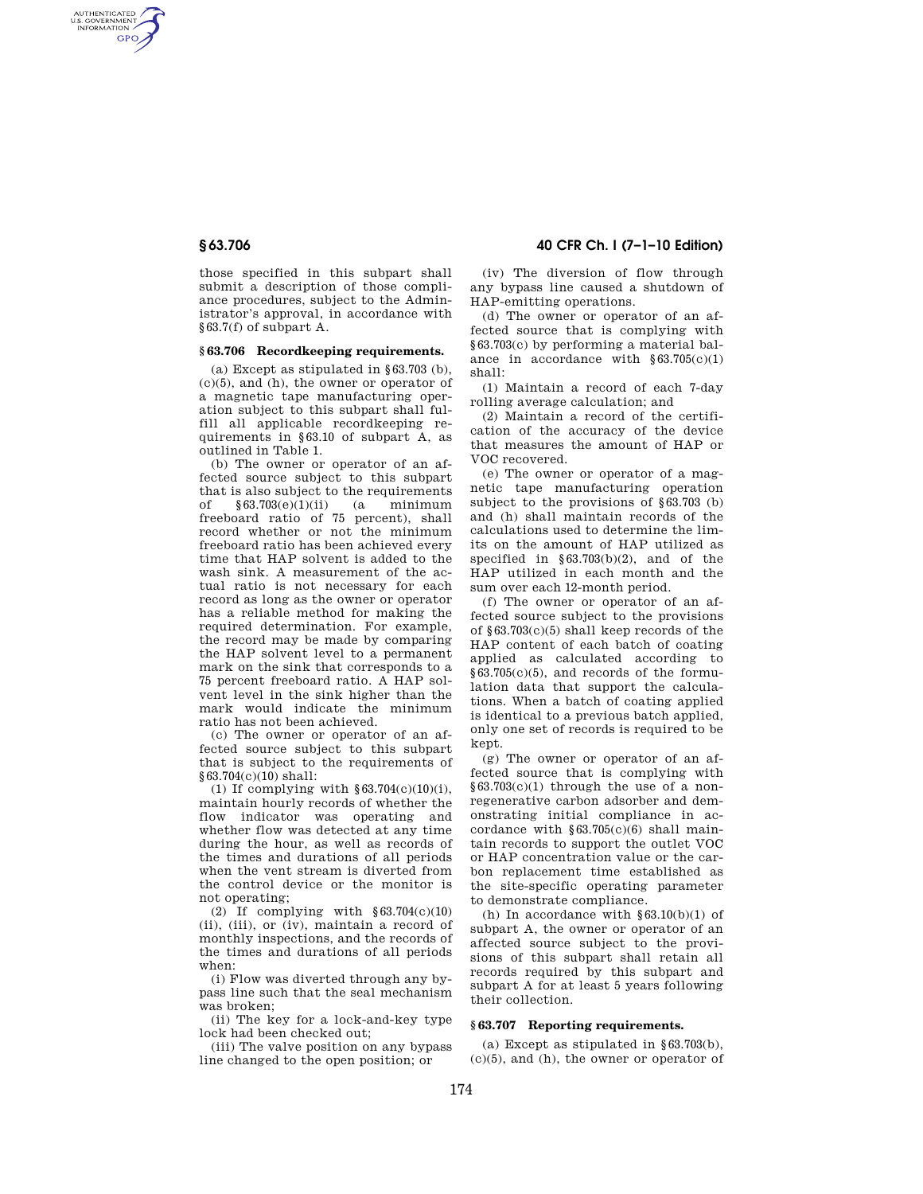those specified in this subpart shall submit a description of those compliance procedures, subject to the Administrator's approval, in accordance with §63.7(f) of subpart A.

### § 63.706 Recordkeeping requirements.

(a) Except as stipulated in §63.703 (b), (c)(5), and (h), the owner or operator of a magnetic tape manufacturing operation subject to this subpart shall fulfill all applicable recordkeeping requirements in §63.10 of subpart A, as outlined in Table 1.

(b) The owner or operator of an affected source subject to this subpart that is also subject to the requirements of §63.703(e)(1)(ii) (a minimum freeboard ratio of 75 percent), shall record whether or not the minimum freeboard ratio has been achieved every time that HAP solvent is added to the wash sink. A measurement of the actual ratio is not necessary for each record as long as the owner or operator has a reliable method for making the required determination. For example, the record may be made by comparing the HAP solvent level to a permanent mark on the sink that corresponds to a 75 percent freeboard ratio. A HAP solvent level in the sink higher than the mark would indicate the minimum ratio has not been achieved.

(c) The owner or operator of an affected source subject to this subpart that is subject to the requirements of §63.704(c)(10) shall:

(1) If complying with §63.704(c)(10)(i), maintain hourly records of whether the flow indicator was operating and whether flow was detected at any time during the hour, as well as records of the times and durations of all periods when the vent stream is diverted from the control device or the monitor is not operating;

(2) If complying with §63.704(c)(10) (ii), (iii), or (iv), maintain a record of monthly inspections, and the records of the times and durations of all periods when:

(i) Flow was diverted through any bypass line such that the seal mechanism was broken;

(ii) The key for a lock-and-key type lock had been checked out;

(iii) The valve position on any bypass line changed to the open position; or

(iv) The diversion of flow through any bypass line caused a shutdown of HAP-emitting operations.

(d) The owner or operator of an affected source that is complying with §63.703(c) by performing a material balance in accordance with §63.705(c)(1) shall:

(1) Maintain a record of each 7-day rolling average calculation; and

(2) Maintain a record of the certification of the accuracy of the device that measures the amount of HAP or VOC recovered.

(e) The owner or operator of a magnetic tape manufacturing operation subject to the provisions of §63.703 (b) and (h) shall maintain records of the calculations used to determine the limits on the amount of HAP utilized as specified in §63.703(b)(2), and of the HAP utilized in each month and the sum over each 12-month period.

(f) The owner or operator of an affected source subject to the provisions of §63.703(c)(5) shall keep records of the HAP content of each batch of coating applied as calculated according to §63.705(c)(5), and records of the formulation data that support the calculations. When a batch of coating applied is identical to a previous batch applied, only one set of records is required to be kept.

(g) The owner or operator of an affected source that is complying with §63.703(c)(1) through the use of a nonregenerative carbon adsorber and demonstrating initial compliance in accordance with §63.705(c)(6) shall maintain records to support the outlet VOC or HAP concentration value or the carbon replacement time established as the site-specific operating parameter to demonstrate compliance.

(h) In accordance with §63.10(b)(1) of subpart A, the owner or operator of an affected source subject to the provisions of this subpart shall retain all records required by this subpart and subpart A for at least 5 years following their collection.

### § 63.707 Reporting requirements.

(a) Except as stipulated in §63.703(b), (c)(5), and (h), the owner or operator of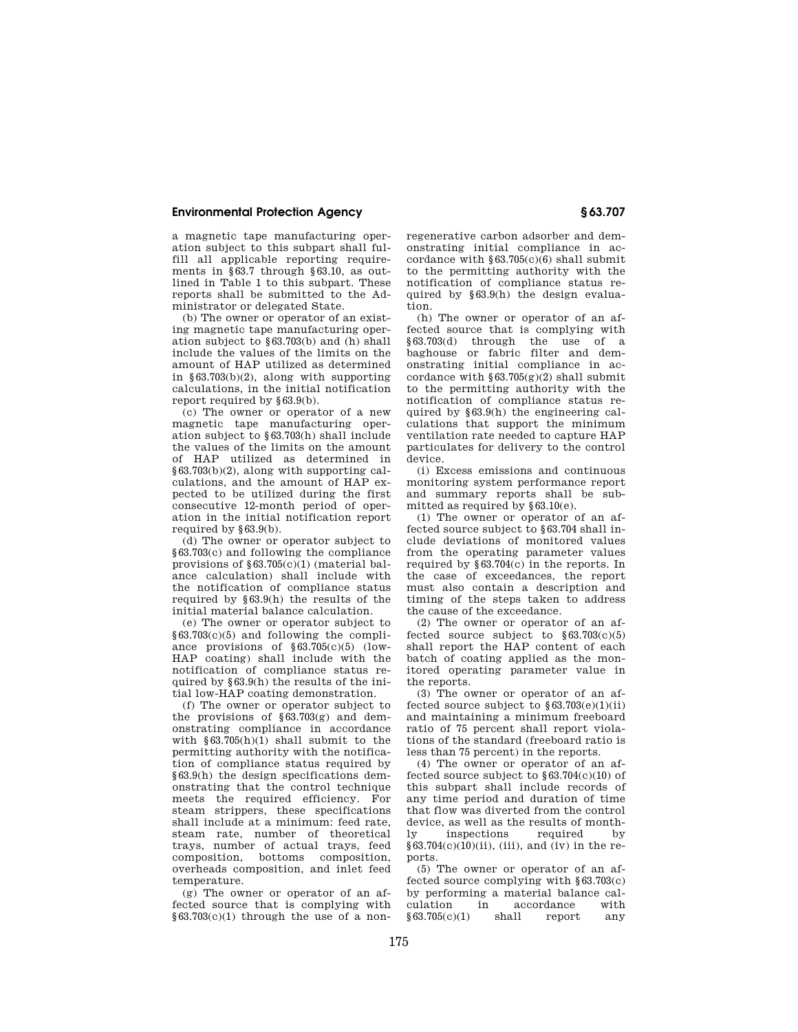a magnetic tape manufacturing operation subject to this subpart shall fulfill all applicable reporting requirements in §63.7 through §63.10, as outlined in Table 1 to this subpart. These reports shall be submitted to the Administrator or delegated State.

(b) The owner or operator of an existing magnetic tape manufacturing operation subject to §63.703(b) and (h) shall include the values of the limits on the amount of HAP utilized as determined in §63.703(b)(2), along with supporting calculations, in the initial notification report required by §63.9(b).

(c) The owner or operator of a new magnetic tape manufacturing operation subject to §63.703(h) shall include the values of the limits on the amount of HAP utilized as determined in §63.703(b)(2), along with supporting calculations, and the amount of HAP expected to be utilized during the first consecutive 12-month period of operation in the initial notification report required by §63.9(b).

(d) The owner or operator subject to §63.703(c) and following the compliance provisions of §63.705(c)(1) (material balance calculation) shall include with the notification of compliance status required by §63.9(h) the results of the initial material balance calculation.

(e) The owner or operator subject to §63.703(c)(5) and following the compliance provisions of §63.705(c)(5) (low-HAP coating) shall include with the notification of compliance status required by §63.9(h) the results of the initial low-HAP coating demonstration.

(f) The owner or operator subject to the provisions of §63.703(g) and demonstrating compliance in accordance with §63.705(h)(1) shall submit to the permitting authority with the notification of compliance status required by §63.9(h) the design specifications demonstrating that the control technique meets the required efficiency. For steam strippers, these specifications shall include at a minimum: feed rate, steam rate, number of theoretical trays, number of actual trays, feed composition, bottoms composition, overheads composition, and inlet feed temperature.

(g) The owner or operator of an affected source that is complying with §63.703(c)(1) through the use of a nonregenerative carbon adsorber and demonstrating initial compliance in accordance with §63.705(c)(6) shall submit to the permitting authority with the notification of compliance status required by §63.9(h) the design evaluation.

(h) The owner or operator of an affected source that is complying with §63.703(d) through the use of a baghouse or fabric filter and demonstrating initial compliance in accordance with §63.705(g)(2) shall submit to the permitting authority with the notification of compliance status required by §63.9(h) the engineering calculations that support the minimum ventilation rate needed to capture HAP particulates for delivery to the control device.

(i) Excess emissions and continuous monitoring system performance report and summary reports shall be submitted as required by §63.10(e).

(1) The owner or operator of an affected source subject to §63.704 shall include deviations of monitored values from the operating parameter values required by §63.704(c) in the reports. In the case of exceedances, the report must also contain a description and timing of the steps taken to address the cause of the exceedance.

(2) The owner or operator of an affected source subject to §63.703(c)(5) shall report the HAP content of each batch of coating applied as the monitored operating parameter value in the reports.

(3) The owner or operator of an affected source subject to §63.703(e)(1)(ii) and maintaining a minimum freeboard ratio of 75 percent shall report violations of the standard (freeboard ratio is less than 75 percent) in the reports.

(4) The owner or operator of an affected source subject to §63.704(c)(10) of this subpart shall include records of any time period and duration of time that flow was diverted from the control device, as well as the results of monthly inspections required by §63.704(c)(10)(ii), (iii), and (iv) in the reports.

(5) The owner or operator of an affected source complying with §63.703(c) by performing a material balance calculation in accordance with §63.705(c)(1) shall report any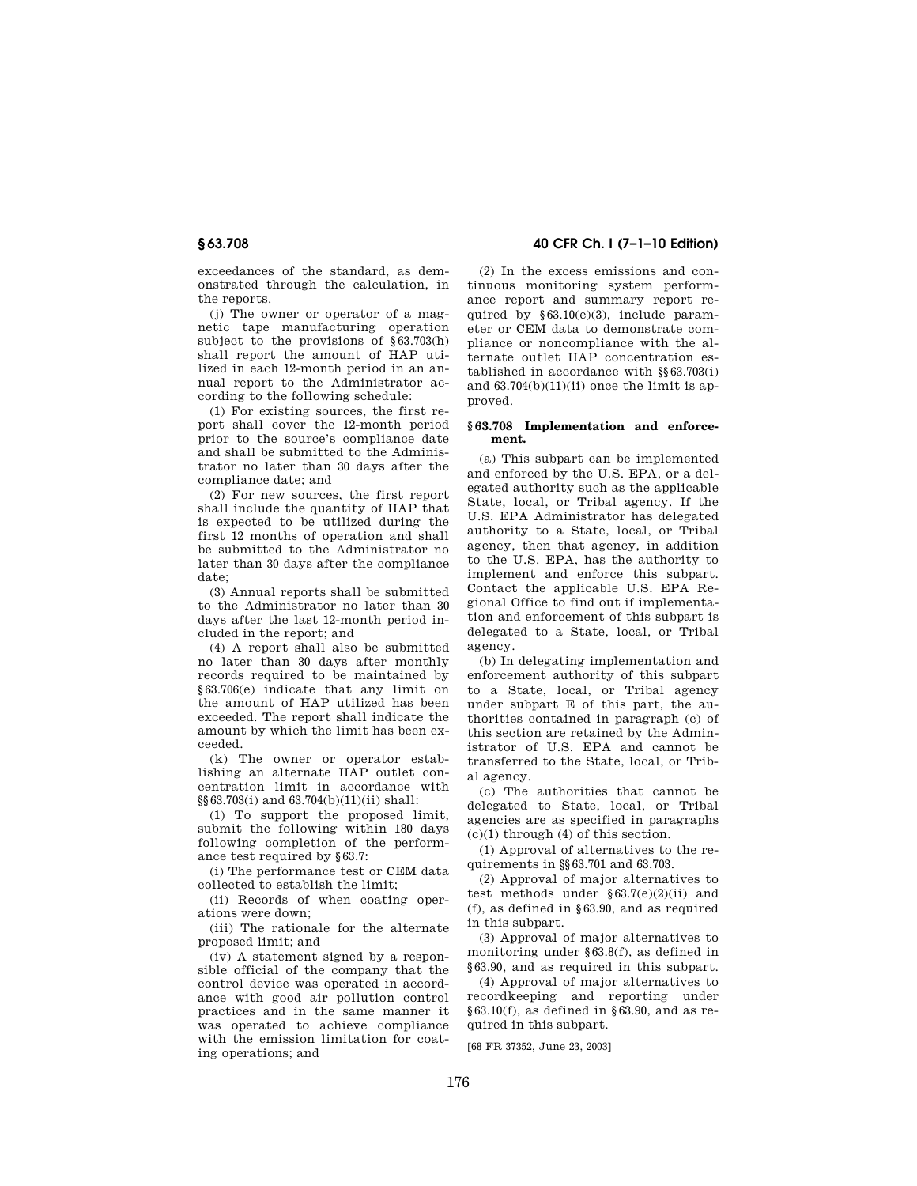exceedances of the standard, as demonstrated through the calculation, in the reports.

(j) The owner or operator of a magnetic tape manufacturing operation subject to the provisions of §63.703(h) shall report the amount of HAP utilized in each 12-month period in an annual report to the Administrator according to the following schedule:

(1) For existing sources, the first report shall cover the 12-month period prior to the source's compliance date and shall be submitted to the Administrator no later than 30 days after the compliance date; and

(2) For new sources, the first report shall include the quantity of HAP that is expected to be utilized during the first 12 months of operation and shall be submitted to the Administrator no later than 30 days after the compliance date;

(3) Annual reports shall be submitted to the Administrator no later than 30 days after the last 12-month period included in the report; and

(4) A report shall also be submitted no later than 30 days after monthly records required to be maintained by §63.706(e) indicate that any limit on the amount of HAP utilized has been exceeded. The report shall indicate the amount by which the limit has been exceeded.

(k) The owner or operator establishing an alternate HAP outlet concentration limit in accordance with §§63.703(i) and 63.704(b)(11)(ii) shall:

(1) To support the proposed limit, submit the following within 180 days following completion of the performance test required by §63.7:

(i) The performance test or CEM data collected to establish the limit;

(ii) Records of when coating operations were down;

(iii) The rationale for the alternate proposed limit; and

(iv) A statement signed by a responsible official of the company that the control device was operated in accordance with good air pollution control practices and in the same manner it was operated to achieve compliance with the emission limitation for coating operations; and

(2) In the excess emissions and continuous monitoring system performance report and summary report required by §63.10(e)(3), include parameter or CEM data to demonstrate compliance or noncompliance with the alternate outlet HAP concentration established in accordance with §§63.703(i) and 63.704(b)(11)(ii) once the limit is approved.

## §63.708 Implementation and enforcement.

(a) This subpart can be implemented and enforced by the U.S. EPA, or a delegated authority such as the applicable State, local, or Tribal agency. If the U.S. EPA Administrator has delegated authority to a State, local, or Tribal agency, then that agency, in addition to the U.S. EPA, has the authority to implement and enforce this subpart. Contact the applicable U.S. EPA Regional Office to find out if implementation and enforcement of this subpart is delegated to a State, local, or Tribal agency.

(b) In delegating implementation and enforcement authority of this subpart to a State, local, or Tribal agency under subpart E of this part, the authorities contained in paragraph (c) of this section are retained by the Administrator of U.S. EPA and cannot be transferred to the State, local, or Tribal agency.

(c) The authorities that cannot be delegated to State, local, or Tribal agencies are as specified in paragraphs (c)(1) through (4) of this section.

(1) Approval of alternatives to the requirements in §§63.701 and 63.703.

(2) Approval of major alternatives to test methods under §63.7(e)(2)(ii) and (f), as defined in §63.90, and as required in this subpart.

(3) Approval of major alternatives to monitoring under §63.8(f), as defined in §63.90, and as required in this subpart.

(4) Approval of major alternatives to recordkeeping and reporting under §63.10(f), as defined in §63.90, and as required in this subpart.

[68 FR 37352, June 23, 2003]